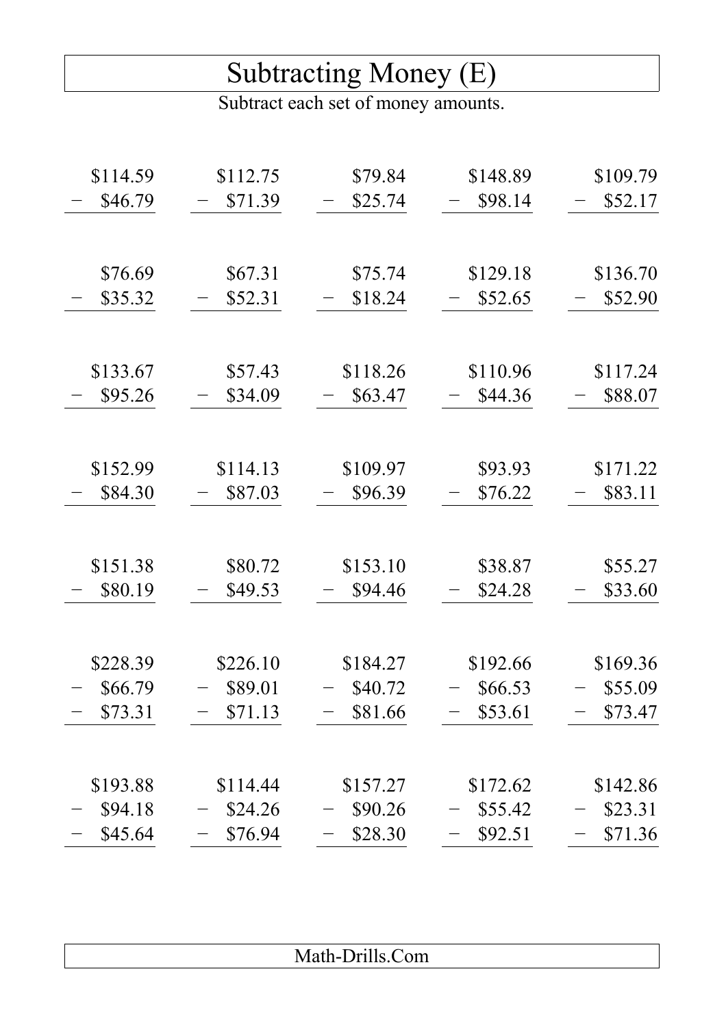# Subtracting Money (E)

Subtract each set of money amounts.

| | | | | |
|---|---|---|---|---|
| \$114.59 − \$46.79 | \$112.75 − \$71.39 | \$79.84 − \$25.74 | \$148.89 − \$98.14 | \$109.79 − \$52.17 |
| \$76.69 − \$35.32 | \$67.31 − \$52.31 | \$75.74 − \$18.24 | \$129.18 − \$52.65 | \$136.70 − \$52.90 |
| \$133.67 − \$95.26 | \$57.43 − \$34.09 | \$118.26 − \$63.47 | \$110.96 − \$44.36 | \$117.24 − \$88.07 |
| \$152.99 − \$84.30 | \$114.13 − \$87.03 | \$109.97 − \$96.39 | \$93.93 − \$76.22 | \$171.22 − \$83.11 |
| \$151.38 − \$80.19 | \$80.72 − \$49.53 | \$153.10 − \$94.46 | \$38.87 − \$24.28 | \$55.27 − \$33.60 |
| \$228.39 − \$66.79 − \$73.31 | \$226.10 − \$89.01 − \$71.13 | \$184.27 − \$40.72 − \$81.66 | \$192.66 − \$66.53 − \$53.61 | \$169.36 − \$55.09 − \$73.47 |
| \$193.88 − \$94.18 − \$45.64 | \$114.44 − \$24.26 − \$76.94 | \$157.27 − \$90.26 − \$28.30 | \$172.62 − \$55.42 − \$92.51 | \$142.86 − \$23.31 − \$71.36 |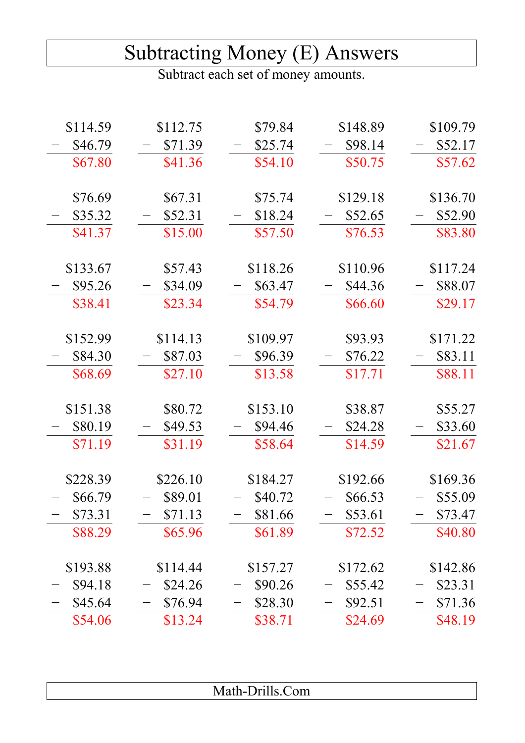# Subtracting Money (E) Answers

Subtract each set of money amounts.

| | | | | |
|---|---|---|---|---|
| \$114.59 − \$46.79 = \$67.80 | \$112.75 − \$71.39 = \$41.36 | \$79.84 − \$25.74 = \$54.10 | \$148.89 − \$98.14 = \$50.75 | \$109.79 − \$52.17 = \$57.62 |
| \$76.69 − \$35.32 = \$41.37 | \$67.31 − \$52.31 = \$15.00 | \$75.74 − \$18.24 = \$57.50 | \$129.18 − \$52.65 = \$76.53 | \$136.70 − \$52.90 = \$83.80 |
| \$133.67 − \$95.26 = \$38.41 | \$57.43 − \$34.09 = \$23.34 | \$118.26 − \$63.47 = \$54.79 | \$110.96 − \$44.36 = \$66.60 | \$117.24 − \$88.07 = \$29.17 |
| \$152.99 − \$84.30 = \$68.69 | \$114.13 − \$87.03 = \$27.10 | \$109.97 − \$96.39 = \$13.58 | \$93.93 − \$76.22 = \$17.71 | \$171.22 − \$83.11 = \$88.11 |
| \$151.38 − \$80.19 = \$71.19 | \$80.72 − \$49.53 = \$31.19 | \$153.10 − \$94.46 = \$58.64 | \$38.87 − \$24.28 = \$14.59 | \$55.27 − \$33.60 = \$21.67 |
| \$228.39 − \$66.79 − \$73.31 = \$88.29 | \$226.10 − \$89.01 − \$71.13 = \$65.96 | \$184.27 − \$40.72 − \$81.66 = \$61.89 | \$192.66 − \$66.53 − \$53.61 = \$72.52 | \$169.36 − \$55.09 − \$73.47 = \$40.80 |
| \$193.88 − \$94.18 − \$45.64 = \$54.06 | \$114.44 − \$24.26 − \$76.94 = \$13.24 | \$157.27 − \$90.26 − \$28.30 = \$38.71 | \$172.62 − \$55.42 − \$92.51 = \$24.69 | \$142.86 − \$23.31 − \$71.36 = \$48.19 |

Math-Drills.Com